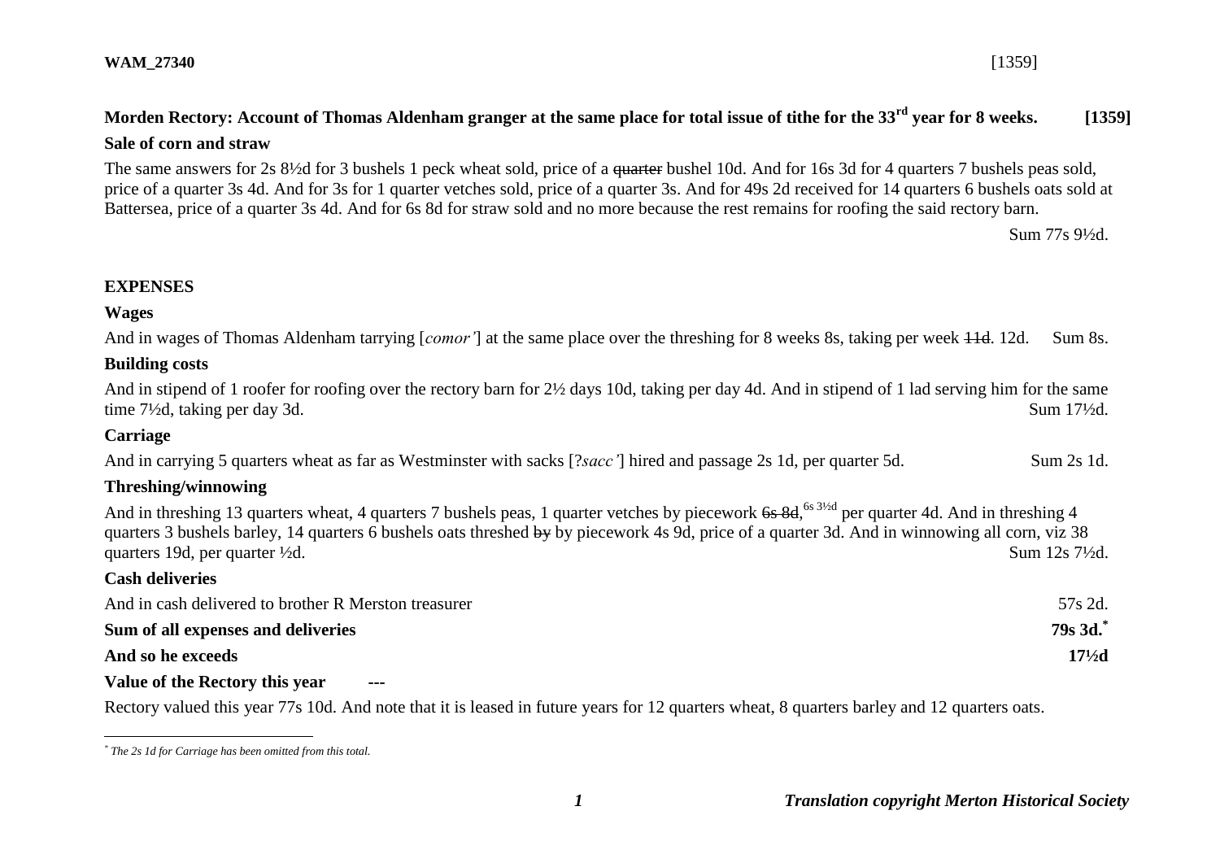**WAM_27340** [1359]

## Morden Rectory: Account of Thomas Aldenham granger at the same place for total issue of tithe for the 33rd year for 8 weeks. [1359]

### Sale of corn and straw

The same answers for 2s 8½d for 3 bushels 1 peck wheat sold, price of a ~~quarter~~ bushel 10d. And for 16s 3d for 4 quarters 7 bushels peas sold, price of a quarter 3s 4d. And for 3s for 1 quarter vetches sold, price of a quarter 3s. And for 49s 2d received for 14 quarters 6 bushels oats sold at Battersea, price of a quarter 3s 4d. And for 6s 8d for straw sold and no more because the rest remains for roofing the said rectory barn.

Sum 77s 9½d.

## EXPENSES

### Wages

And in wages of Thomas Aldenham tarrying [*comor'*] at the same place over the threshing for 8 weeks 8s, taking per week ~~11d~~. 12d. Sum 8s.

### Building costs

And in stipend of 1 roofer for roofing over the rectory barn for 2½ days 10d, taking per day 4d. And in stipend of 1 lad serving him for the same time 7½d, taking per day 3d. Sum 17½d.

### Carriage

And in carrying 5 quarters wheat as far as Westminster with sacks [?*sacc'*] hired and passage 2s 1d, per quarter 5d. Sum 2s 1d.

### Threshing/winnowing

And in threshing 13 quarters wheat, 4 quarters 7 bushels peas, 1 quarter vetches by piecework ~~6s 8d~~, 6s 3½d per quarter 4d. And in threshing 4 quarters 3 bushels barley, 14 quarters 6 bushels oats threshed ~~by~~ by piecework 4s 9d, price of a quarter 3d. And in winnowing all corn, viz 38 quarters 19d, per quarter ½d. Sum 12s 7½d.

### Cash deliveries

And in cash delivered to brother R Merston treasurer 57s 2d.

**Sum of all expenses and deliveries** **79s 3d.***

**And so he exceeds** **17½d**

**Value of the Rectory this year ---**

Rectory valued this year 77s 10d. And note that it is leased in future years for 12 quarters wheat, 8 quarters barley and 12 quarters oats.

---

* *The 2s 1d for Carriage has been omitted from this total.*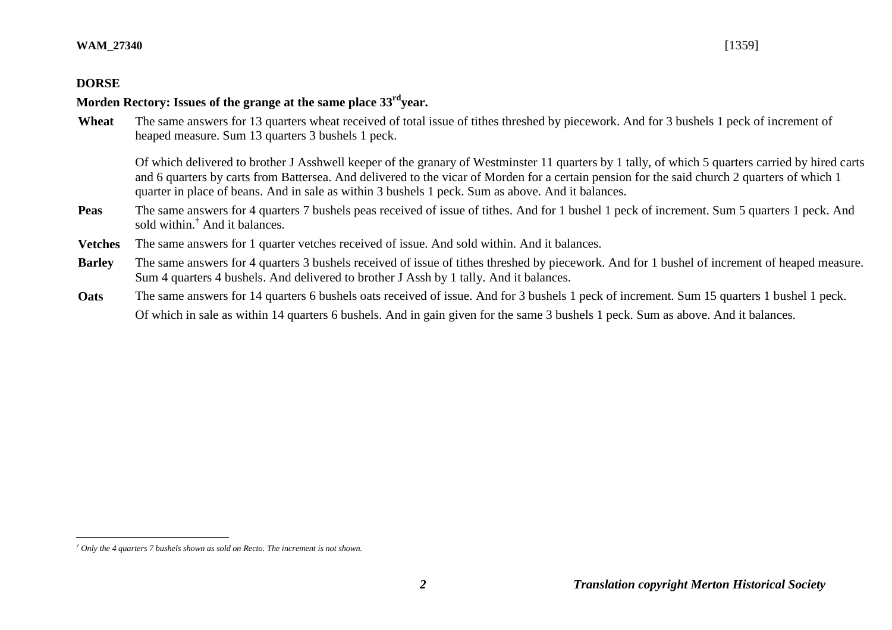**DORSE**

**Morden Rectory: Issues of the grange at the same place 33rd year.**

**Wheat** The same answers for 13 quarters wheat received of total issue of tithes threshed by piecework. And for 3 bushels 1 peck of increment of heaped measure. Sum 13 quarters 3 bushels 1 peck.

Of which delivered to brother J Asshwell keeper of the granary of Westminster 11 quarters by 1 tally, of which 5 quarters carried by hired carts and 6 quarters by carts from Battersea. And delivered to the vicar of Morden for a certain pension for the said church 2 quarters of which 1 quarter in place of beans. And in sale as within 3 bushels 1 peck. Sum as above. And it balances.

**Peas** The same answers for 4 quarters 7 bushels peas received of issue of tithes. And for 1 bushel 1 peck of increment. Sum 5 quarters 1 peck. And sold within.† And it balances.

**Vetches** The same answers for 1 quarter vetches received of issue. And sold within. And it balances.

**Barley** The same answers for 4 quarters 3 bushels received of issue of tithes threshed by piecework. And for 1 bushel of increment of heaped measure. Sum 4 quarters 4 bushels. And delivered to brother J Assh by 1 tally. And it balances.

**Oats** The same answers for 14 quarters 6 bushels oats received of issue. And for 3 bushels 1 peck of increment. Sum 15 quarters 1 bushel 1 peck.

Of which in sale as within 14 quarters 6 bushels. And in gain given for the same 3 bushels 1 peck. Sum as above. And it balances.

---

*† Only the 4 quarters 7 bushels shown as sold on Recto. The increment is not shown.*